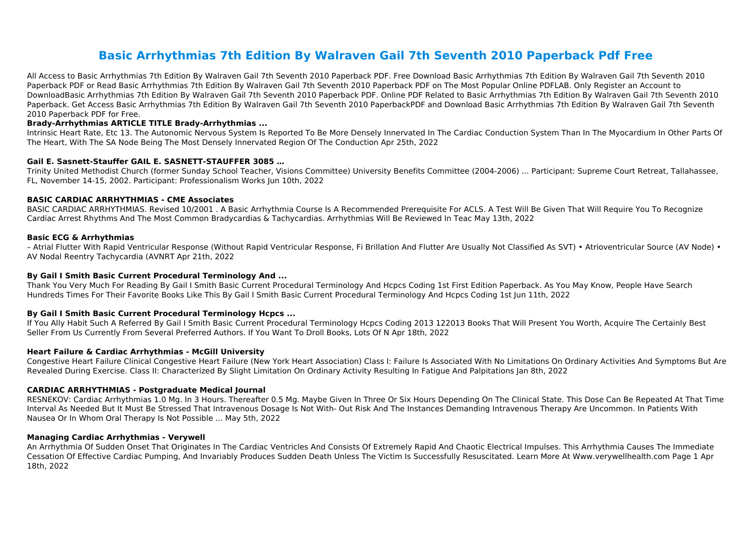# Basic Arrhythmias 7th Edition By Walraven Gail 7th Seventh 2010 Paperback Pdf Free

All Access to Basic Arrhythmias 7th Edition By Walraven Gail 7th Seventh 2010 Paperback PDF. Free Download Basic Arrhythmias 7th Edition By Walraven Gail 7th Seventh 2010 Paperback PDF or Read Basic Arrhythmias 7th Edition By Walraven Gail 7th Seventh 2010 Paperback PDF on The Most Popular Online PDFLAB. Only Register an Account to DownloadBasic Arrhythmias 7th Edition By Walraven Gail 7th Seventh 2010 Paperback PDF. Online PDF Related to Basic Arrhythmias 7th Edition By Walraven Gail 7th Seventh 2010 Paperback. Get Access Basic Arrhythmias 7th Edition By Walraven Gail 7th Seventh 2010 PaperbackPDF and Download Basic Arrhythmias 7th Edition By Walraven Gail 7th Seventh 2010 Paperback PDF for Free.

### Brady-Arrhythmias ARTICLE TITLE Brady-Arrhythmias ...

Intrinsic Heart Rate, Etc 13. The Autonomic Nervous System Is Reported To Be More Densely Innervated In The Cardiac Conduction System Than In The Myocardium In Other Parts Of The Heart, With The SA Node Being The Most Densely Innervated Region Of The Conduction Apr 25th, 2022

### Gail E. Sasnett-Stauffer GAIL E. SASNETT-STAUFFER 3085 …

Trinity United Methodist Church (former Sunday School Teacher, Visions Committee) University Benefits Committee (2004-2006) ... Participant: Supreme Court Retreat, Tallahassee, FL, November 14-15, 2002. Participant: Professionalism Works Jun 10th, 2022

### BASIC CARDIAC ARRHYTHMIAS - CME Associates

BASIC CARDIAC ARRHYTHMIAS. Revised 10/2001 . A Basic Arrhythmia Course Is A Recommended Prerequisite For ACLS. A Test Will Be Given That Will Require You To Recognize Cardiac Arrest Rhythms And The Most Common Bradycardias & Tachycardias. Arrhythmias Will Be Reviewed In Teac May 13th, 2022

### Basic ECG & Arrhythmias

– Atrial Flutter With Rapid Ventricular Response (Without Rapid Ventricular Response, Fi Brillation And Flutter Are Usually Not Classified As SVT) • Atrioventricular Source (AV Node) • AV Nodal Reentry Tachycardia (AVNRT Apr 21th, 2022

### By Gail I Smith Basic Current Procedural Terminology And ...

Thank You Very Much For Reading By Gail I Smith Basic Current Procedural Terminology And Hcpcs Coding 1st First Edition Paperback. As You May Know, People Have Search Hundreds Times For Their Favorite Books Like This By Gail I Smith Basic Current Procedural Terminology And Hcpcs Coding 1st Jun 11th, 2022

### By Gail I Smith Basic Current Procedural Terminology Hcpcs ...

If You Ally Habit Such A Referred By Gail I Smith Basic Current Procedural Terminology Hcpcs Coding 2013 122013 Books That Will Present You Worth, Acquire The Certainly Best Seller From Us Currently From Several Preferred Authors. If You Want To Droll Books, Lots Of N Apr 18th, 2022

### Heart Failure & Cardiac Arrhythmias - McGill University

Congestive Heart Failure Clinical Congestive Heart Failure (New York Heart Association) Class I: Failure Is Associated With No Limitations On Ordinary Activities And Symptoms But Are Revealed During Exercise. Class II: Characterized By Slight Limitation On Ordinary Activity Resulting In Fatigue And Palpitations Jan 8th, 2022

### CARDIAC ARRHYTHMIAS - Postgraduate Medical Journal

RESNEKOV: Cardiac Arrhythmias 1.0 Mg. In 3 Hours. Thereafter 0.5 Mg. Maybe Given In Three Or Six Hours Depending On The Clinical State. This Dose Can Be Repeated At That Time Interval As Needed But It Must Be Stressed That Intravenous Dosage Is Not With- Out Risk And The Instances Demanding Intravenous Therapy Are Uncommon. In Patients With Nausea Or In Whom Oral Therapy Is Not Possible ... May 5th, 2022

### Managing Cardiac Arrhythmias - Verywell

An Arrhythmia Of Sudden Onset That Originates In The Cardiac Ventricles And Consists Of Extremely Rapid And Chaotic Electrical Impulses. This Arrhythmia Causes The Immediate Cessation Of Effective Cardiac Pumping, And Invariably Produces Sudden Death Unless The Victim Is Successfully Resuscitated. Learn More At Www.verywellhealth.com Page 1 Apr 18th, 2022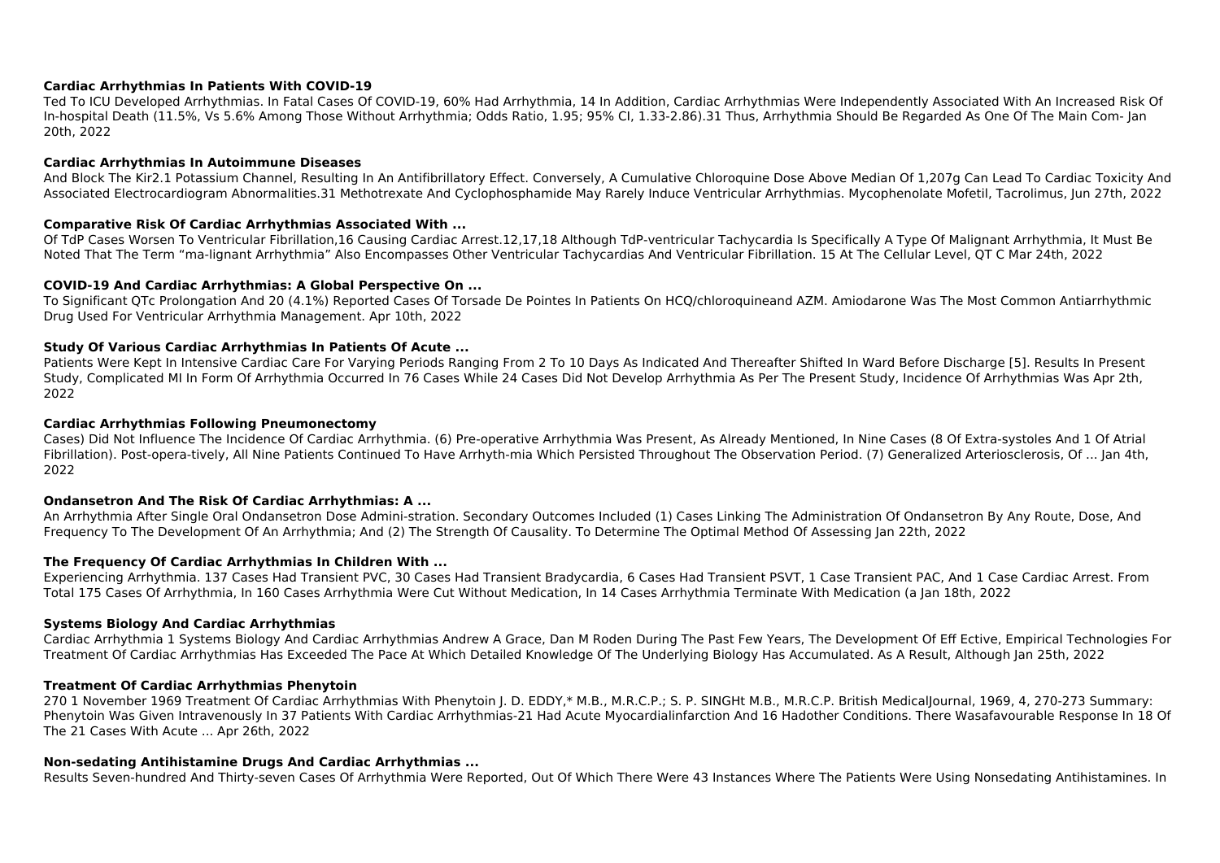### Cardiac Arrhythmias In Patients With COVID-19

Ted To ICU Developed Arrhythmias. In Fatal Cases Of COVID-19, 60% Had Arrhythmia, 14 In Addition, Cardiac Arrhythmias Were Independently Associated With An Increased Risk Of In-hospital Death (11.5%, Vs 5.6% Among Those Without Arrhythmia; Odds Ratio, 1.95; 95% CI, 1.33-2.86).31 Thus, Arrhythmia Should Be Regarded As One Of The Main Com- Jan 20th, 2022

### Cardiac Arrhythmias In Autoimmune Diseases

And Block The Kir2.1 Potassium Channel, Resulting In An Antifibrillatory Effect. Conversely, A Cumulative Chloroquine Dose Above Median Of 1,207g Can Lead To Cardiac Toxicity And Associated Electrocardiogram Abnormalities.31 Methotrexate And Cyclophosphamide May Rarely Induce Ventricular Arrhythmias. Mycophenolate Mofetil, Tacrolimus, Jun 27th, 2022

### Comparative Risk Of Cardiac Arrhythmias Associated With ...

Of TdP Cases Worsen To Ventricular Fibrillation,16 Causing Cardiac Arrest.12,17,18 Although TdP-ventricular Tachycardia Is Specifically A Type Of Malignant Arrhythmia, It Must Be Noted That The Term "ma-lignant Arrhythmia" Also Encompasses Other Ventricular Tachycardias And Ventricular Fibrillation. 15 At The Cellular Level, QT C Mar 24th, 2022

### COVID-19 And Cardiac Arrhythmias: A Global Perspective On ...

To Significant QTc Prolongation And 20 (4.1%) Reported Cases Of Torsade De Pointes In Patients On HCQ/chloroquineand AZM. Amiodarone Was The Most Common Antiarrhythmic Drug Used For Ventricular Arrhythmia Management. Apr 10th, 2022

### Study Of Various Cardiac Arrhythmias In Patients Of Acute ...

Patients Were Kept In Intensive Cardiac Care For Varying Periods Ranging From 2 To 10 Days As Indicated And Thereafter Shifted In Ward Before Discharge [5]. Results In Present Study, Complicated MI In Form Of Arrhythmia Occurred In 76 Cases While 24 Cases Did Not Develop Arrhythmia As Per The Present Study, Incidence Of Arrhythmias Was Apr 2th, 2022

### Cardiac Arrhythmias Following Pneumonectomy

Cases) Did Not Influence The Incidence Of Cardiac Arrhythmia. (6) Pre-operative Arrhythmia Was Present, As Already Mentioned, In Nine Cases (8 Of Extra-systoles And 1 Of Atrial Fibrillation). Post-opera-tively, All Nine Patients Continued To Have Arrhyth-mia Which Persisted Throughout The Observation Period. (7) Generalized Arteriosclerosis, Of ... Jan 4th, 2022

### Ondansetron And The Risk Of Cardiac Arrhythmias: A ...

An Arrhythmia After Single Oral Ondansetron Dose Admini-stration. Secondary Outcomes Included (1) Cases Linking The Administration Of Ondansetron By Any Route, Dose, And Frequency To The Development Of An Arrhythmia; And (2) The Strength Of Causality. To Determine The Optimal Method Of Assessing Jan 22th, 2022

### The Frequency Of Cardiac Arrhythmias In Children With ...

Experiencing Arrhythmia. 137 Cases Had Transient PVC, 30 Cases Had Transient Bradycardia, 6 Cases Had Transient PSVT, 1 Case Transient PAC, And 1 Case Cardiac Arrest. From Total 175 Cases Of Arrhythmia, In 160 Cases Arrhythmia Were Cut Without Medication, In 14 Cases Arrhythmia Terminate With Medication (a Jan 18th, 2022

### Systems Biology And Cardiac Arrhythmias

Cardiac Arrhythmia 1 Systems Biology And Cardiac Arrhythmias Andrew A Grace, Dan M Roden During The Past Few Years, The Development Of Eff Ective, Empirical Technologies For Treatment Of Cardiac Arrhythmias Has Exceeded The Pace At Which Detailed Knowledge Of The Underlying Biology Has Accumulated. As A Result, Although Jan 25th, 2022

### Treatment Of Cardiac Arrhythmias Phenytoin

270 1 November 1969 Treatment Of Cardiac Arrhythmias With Phenytoin J. D. EDDY,* M.B., M.R.C.P.; S. P. SINGHt M.B., M.R.C.P. British MedicalJournal, 1969, 4, 270-273 Summary: Phenytoin Was Given Intravenously In 37 Patients With Cardiac Arrhythmias-21 Had Acute Myocardialinfarction And 16 Hadother Conditions. There Wasafavourable Response In 18 Of The 21 Cases With Acute ... Apr 26th, 2022

### Non-sedating Antihistamine Drugs And Cardiac Arrhythmias ...

Results Seven-hundred And Thirty-seven Cases Of Arrhythmia Were Reported, Out Of Which There Were 43 Instances Where The Patients Were Using Nonsedating Antihistamines. In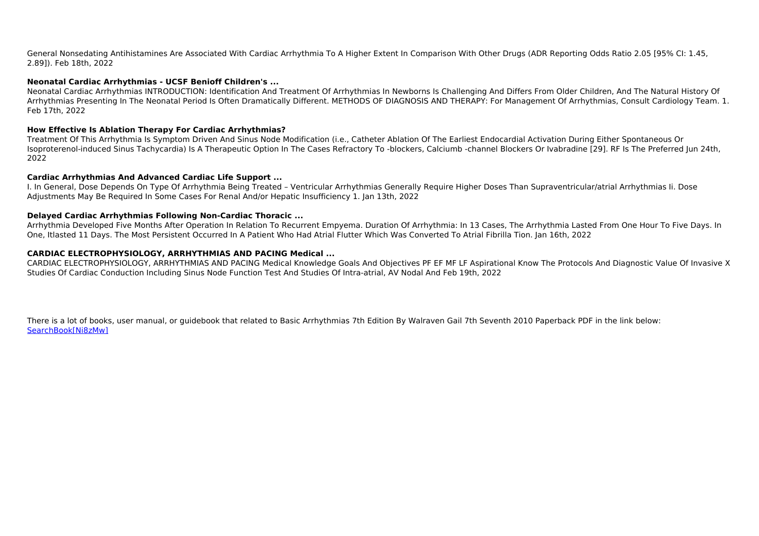General Nonsedating Antihistamines Are Associated With Cardiac Arrhythmia To A Higher Extent In Comparison With Other Drugs (ADR Reporting Odds Ratio 2.05 [95% CI: 1.45, 2.89]). Feb 18th, 2022

### Neonatal Cardiac Arrhythmias - UCSF Benioff Children's ...

Neonatal Cardiac Arrhythmias INTRODUCTION: Identification And Treatment Of Arrhythmias In Newborns Is Challenging And Differs From Older Children, And The Natural History Of Arrhythmias Presenting In The Neonatal Period Is Often Dramatically Different. METHODS OF DIAGNOSIS AND THERAPY: For Management Of Arrhythmias, Consult Cardiology Team. 1. Feb 17th, 2022

### How Effective Is Ablation Therapy For Cardiac Arrhythmias?

Treatment Of This Arrhythmia Is Symptom Driven And Sinus Node Modification (i.e., Catheter Ablation Of The Earliest Endocardial Activation During Either Spontaneous Or Isoproterenol-induced Sinus Tachycardia) Is A Therapeutic Option In The Cases Refractory To -blockers, Calciumb -channel Blockers Or Ivabradine [29]. RF Is The Preferred Jun 24th, 2022

### Cardiac Arrhythmias And Advanced Cardiac Life Support ...

I. In General, Dose Depends On Type Of Arrhythmia Being Treated – Ventricular Arrhythmias Generally Require Higher Doses Than Supraventricular/atrial Arrhythmias Ii. Dose Adjustments May Be Required In Some Cases For Renal And/or Hepatic Insufficiency 1. Jan 13th, 2022

### Delayed Cardiac Arrhythmias Following Non-Cardiac Thoracic ...

Arrhythmia Developed Five Months After Operation In Relation To Recurrent Empyema. Duration Of Arrhythmia: In 13 Cases, The Arrhythmia Lasted From One Hour To Five Days. In One, Itlasted 11 Days. The Most Persistent Occurred In A Patient Who Had Atrial Flutter Which Was Converted To Atrial Fibrilla Tion. Jan 16th, 2022

### CARDIAC ELECTROPHYSIOLOGY, ARRHYTHMIAS AND PACING Medical ...

CARDIAC ELECTROPHYSIOLOGY, ARRHYTHMIAS AND PACING Medical Knowledge Goals And Objectives PF EF MF LF Aspirational Know The Protocols And Diagnostic Value Of Invasive X Studies Of Cardiac Conduction Including Sinus Node Function Test And Studies Of Intra-atrial, AV Nodal And Feb 19th, 2022

There is a lot of books, user manual, or guidebook that related to Basic Arrhythmias 7th Edition By Walraven Gail 7th Seventh 2010 Paperback PDF in the link below:
[SearchBook[Ni8zMw]]